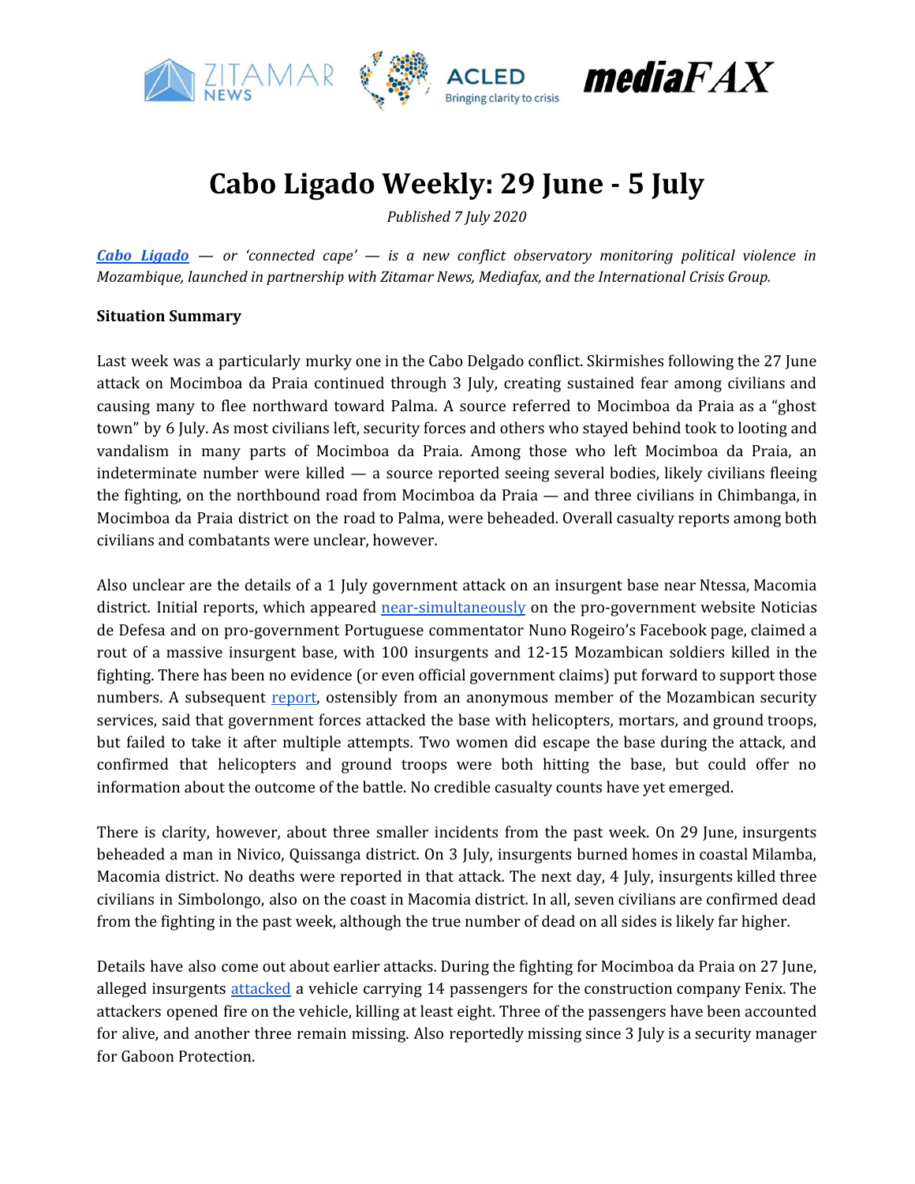# Cabo Ligado Weekly: 29 June - 5 July

*Published 7 July 2020*

***Cabo Ligado** — or 'connected cape' — is a new conflict observatory monitoring political violence in Mozambique, launched in partnership with Zitamar News, Mediafax, and the International Crisis Group.*

**Situation Summary**

Last week was a particularly murky one in the Cabo Delgado conflict. Skirmishes following the 27 June attack on Mocimboa da Praia continued through 3 July, creating sustained fear among civilians and causing many to flee northward toward Palma. A source referred to Mocimboa da Praia as a "ghost town" by 6 July. As most civilians left, security forces and others who stayed behind took to looting and vandalism in many parts of Mocimboa da Praia. Among those who left Mocimboa da Praia, an indeterminate number were killed — a source reported seeing several bodies, likely civilians fleeing the fighting, on the northbound road from Mocimboa da Praia — and three civilians in Chimbanga, in Mocimboa da Praia district on the road to Palma, were beheaded. Overall casualty reports among both civilians and combatants were unclear, however.

Also unclear are the details of a 1 July government attack on an insurgent base near Ntessa, Macomia district. Initial reports, which appeared near-simultaneously on the pro-government website Noticias de Defesa and on pro-government Portuguese commentator Nuno Rogeiro's Facebook page, claimed a rout of a massive insurgent base, with 100 insurgents and 12-15 Mozambican soldiers killed in the fighting. There has been no evidence (or even official government claims) put forward to support those numbers. A subsequent report, ostensibly from an anonymous member of the Mozambican security services, said that government forces attacked the base with helicopters, mortars, and ground troops, but failed to take it after multiple attempts. Two women did escape the base during the attack, and confirmed that helicopters and ground troops were both hitting the base, but could offer no information about the outcome of the battle. No credible casualty counts have yet emerged.

There is clarity, however, about three smaller incidents from the past week. On 29 June, insurgents beheaded a man in Nivico, Quissanga district. On 3 July, insurgents burned homes in coastal Milamba, Macomia district. No deaths were reported in that attack. The next day, 4 July, insurgents killed three civilians in Simbolongo, also on the coast in Macomia district. In all, seven civilians are confirmed dead from the fighting in the past week, although the true number of dead on all sides is likely far higher.

Details have also come out about earlier attacks. During the fighting for Mocimboa da Praia on 27 June, alleged insurgents attacked a vehicle carrying 14 passengers for the construction company Fenix. The attackers opened fire on the vehicle, killing at least eight. Three of the passengers have been accounted for alive, and another three remain missing. Also reportedly missing since 3 July is a security manager for Gaboon Protection.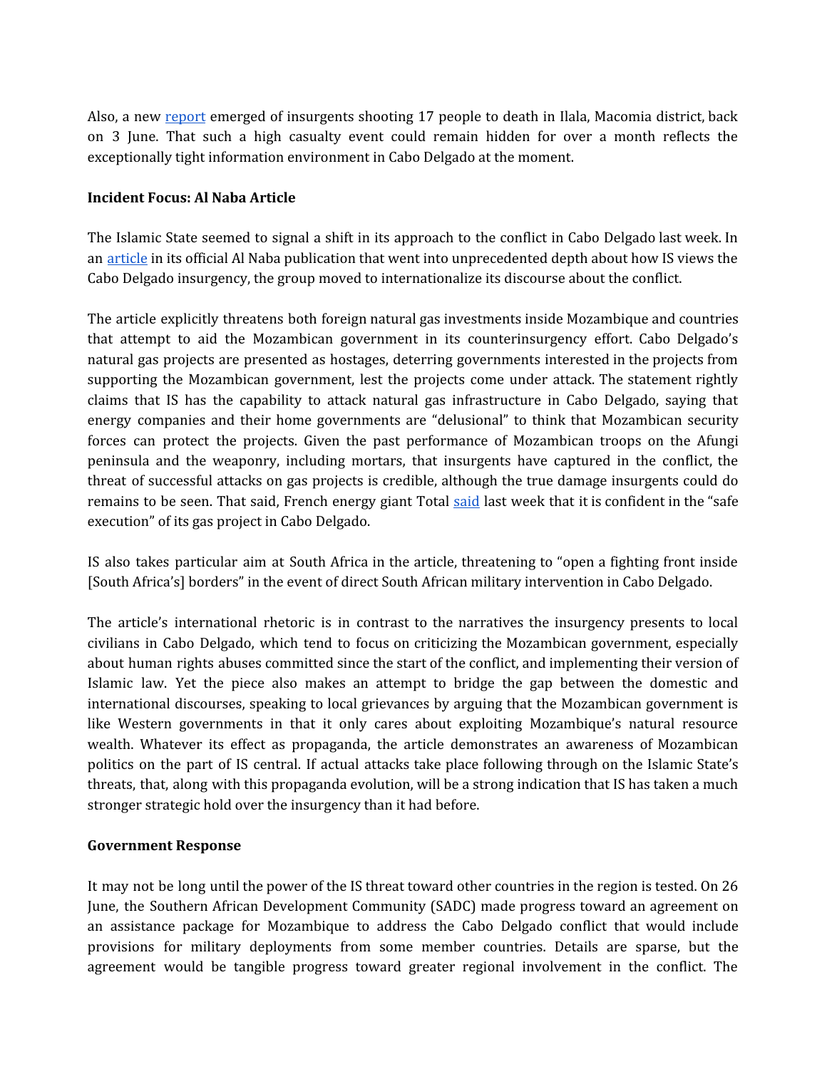Also, a new report emerged of insurgents shooting 17 people to death in Ilala, Macomia district, back on 3 June. That such a high casualty event could remain hidden for over a month reflects the exceptionally tight information environment in Cabo Delgado at the moment.

**Incident Focus: Al Naba Article**

The Islamic State seemed to signal a shift in its approach to the conflict in Cabo Delgado last week. In an article in its official Al Naba publication that went into unprecedented depth about how IS views the Cabo Delgado insurgency, the group moved to internationalize its discourse about the conflict.

The article explicitly threatens both foreign natural gas investments inside Mozambique and countries that attempt to aid the Mozambican government in its counterinsurgency effort. Cabo Delgado's natural gas projects are presented as hostages, deterring governments interested in the projects from supporting the Mozambican government, lest the projects come under attack. The statement rightly claims that IS has the capability to attack natural gas infrastructure in Cabo Delgado, saying that energy companies and their home governments are "delusional" to think that Mozambican security forces can protect the projects. Given the past performance of Mozambican troops on the Afungi peninsula and the weaponry, including mortars, that insurgents have captured in the conflict, the threat of successful attacks on gas projects is credible, although the true damage insurgents could do remains to be seen. That said, French energy giant Total said last week that it is confident in the "safe execution" of its gas project in Cabo Delgado.

IS also takes particular aim at South Africa in the article, threatening to "open a fighting front inside [South Africa's] borders" in the event of direct South African military intervention in Cabo Delgado.

The article's international rhetoric is in contrast to the narratives the insurgency presents to local civilians in Cabo Delgado, which tend to focus on criticizing the Mozambican government, especially about human rights abuses committed since the start of the conflict, and implementing their version of Islamic law. Yet the piece also makes an attempt to bridge the gap between the domestic and international discourses, speaking to local grievances by arguing that the Mozambican government is like Western governments in that it only cares about exploiting Mozambique's natural resource wealth. Whatever its effect as propaganda, the article demonstrates an awareness of Mozambican politics on the part of IS central. If actual attacks take place following through on the Islamic State's threats, that, along with this propaganda evolution, will be a strong indication that IS has taken a much stronger strategic hold over the insurgency than it had before.

**Government Response**

It may not be long until the power of the IS threat toward other countries in the region is tested. On 26 June, the Southern African Development Community (SADC) made progress toward an agreement on an assistance package for Mozambique to address the Cabo Delgado conflict that would include provisions for military deployments from some member countries. Details are sparse, but the agreement would be tangible progress toward greater regional involvement in the conflict. The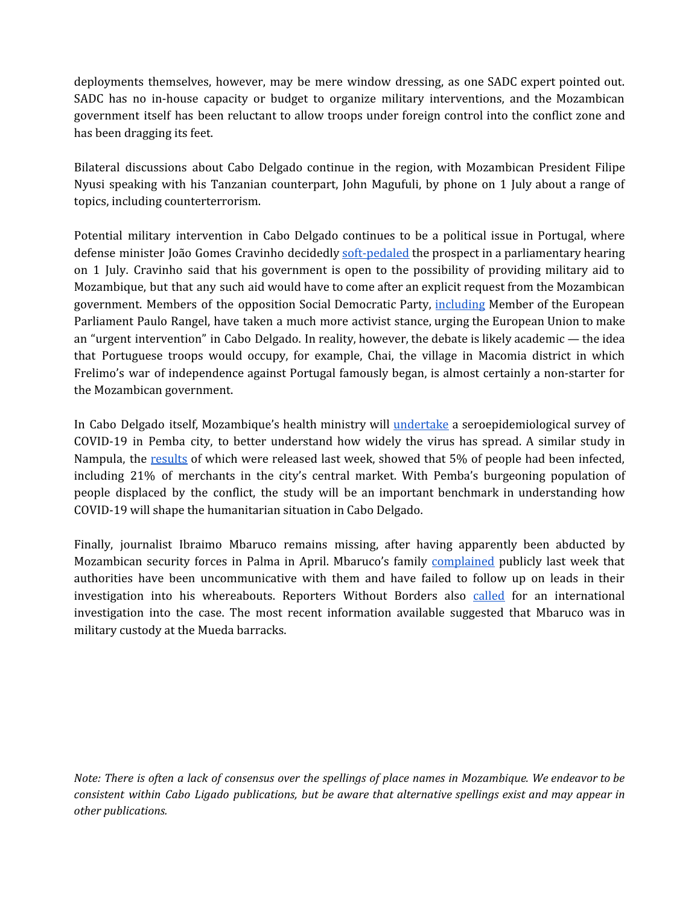deployments themselves, however, may be mere window dressing, as one SADC expert pointed out. SADC has no in-house capacity or budget to organize military interventions, and the Mozambican government itself has been reluctant to allow troops under foreign control into the conflict zone and has been dragging its feet.

Bilateral discussions about Cabo Delgado continue in the region, with Mozambican President Filipe Nyusi speaking with his Tanzanian counterpart, John Magufuli, by phone on 1 July about a range of topics, including counterterrorism.

Potential military intervention in Cabo Delgado continues to be a political issue in Portugal, where defense minister João Gomes Cravinho decidedly soft-pedaled the prospect in a parliamentary hearing on 1 July. Cravinho said that his government is open to the possibility of providing military aid to Mozambique, but that any such aid would have to come after an explicit request from the Mozambican government. Members of the opposition Social Democratic Party, including Member of the European Parliament Paulo Rangel, have taken a much more activist stance, urging the European Union to make an "urgent intervention" in Cabo Delgado. In reality, however, the debate is likely academic — the idea that Portuguese troops would occupy, for example, Chai, the village in Macomia district in which Frelimo's war of independence against Portugal famously began, is almost certainly a non-starter for the Mozambican government.

In Cabo Delgado itself, Mozambique's health ministry will undertake a seroepidemiological survey of COVID-19 in Pemba city, to better understand how widely the virus has spread. A similar study in Nampula, the results of which were released last week, showed that 5% of people had been infected, including 21% of merchants in the city's central market. With Pemba's burgeoning population of people displaced by the conflict, the study will be an important benchmark in understanding how COVID-19 will shape the humanitarian situation in Cabo Delgado.

Finally, journalist Ibraimo Mbaruco remains missing, after having apparently been abducted by Mozambican security forces in Palma in April. Mbaruco's family complained publicly last week that authorities have been uncommunicative with them and have failed to follow up on leads in their investigation into his whereabouts. Reporters Without Borders also called for an international investigation into the case. The most recent information available suggested that Mbaruco was in military custody at the Mueda barracks.

*Note: There is often a lack of consensus over the spellings of place names in Mozambique. We endeavor to be consistent within Cabo Ligado publications, but be aware that alternative spellings exist and may appear in other publications.*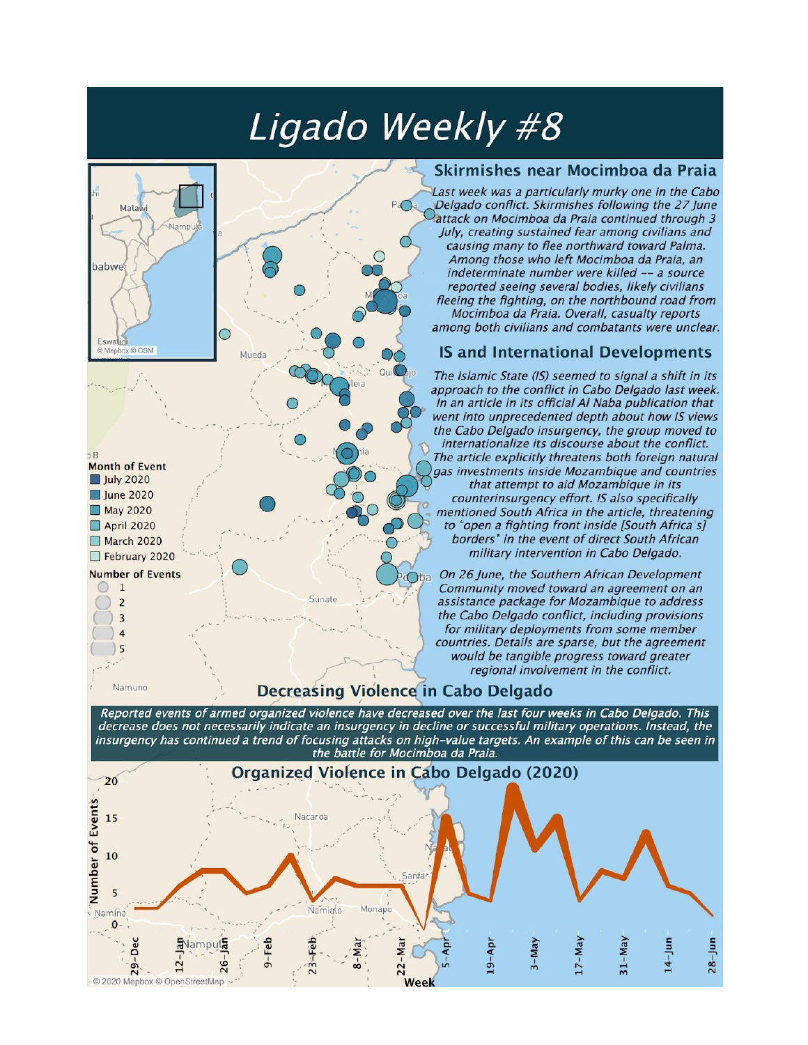# *Ligado Weekly #8*

## Skirmishes near Mocimboa da Praia

*Last week was a particularly murky one in the Cabo Delgado conflict. Skirmishes following the 27 June attack on Mocimboa da Praia continued through 3 July, creating sustained fear among civilians and causing many to flee northward toward Palma. Among those who left Mocimboa da Praia, an indeterminate number were killed -- a source reported seeing several bodies, likely civilians fleeing the fighting, on the northbound road from Mocimboa da Praia. Overall, casualty reports among both civilians and combatants were unclear.*

## IS and International Developments

*The Islamic State (IS) seemed to signal a shift in its approach to the conflict in Cabo Delgado last week. In an article in its official Al Naba publication that went into unprecedented depth about how IS views the Cabo Delgado insurgency, the group moved to internationalize its discourse about the conflict. The article explicitly threatens both foreign natural gas investments inside Mozambique and countries that attempt to aid Mozambique in its counterinsurgency effort. IS also specifically mentioned South Africa in the article, threatening to "open a fighting front inside [South Africa's] borders" in the event of direct South African military intervention in Cabo Delgado.*

*On 26 June, the Southern African Development Community moved toward an agreement on an assistance package for Mozambique to address the Cabo Delgado conflict, including provisions for military deployments from some member countries. Details are sparse, but the agreement would be tangible progress toward greater regional involvement in the conflict.*

Month of Event
July 2020
June 2020
May 2020
April 2020
March 2020
February 2020

Number of Events
1
2
3
4
5

Malawi
Nampula
Eswatini
Mueda
Sunate
Namuno
© Mapbox © OSM

## Decreasing Violence in Cabo Delgado

*Reported events of armed organized violence have decreased over the last four weeks in Cabo Delgado. This decrease does not necessarily indicate an insurgency in decline or successful military operations. Instead, the insurgency has continued a trend of focusing attacks on high-value targets. An example of this can be seen in the battle for Mocimboa da Praia.*

### Organized Violence in Cabo Delgado (2020)

Number of Events
0
5
10
15
20

Week
29-Dec
12-Jan
26-Jan
9-Feb
23-Feb
8-Mar
22-Mar
5-Apr
19-Apr
3-May
17-May
31-May
14-Jun
28-Jun

© 2020 Mapbox © OpenStreetMap